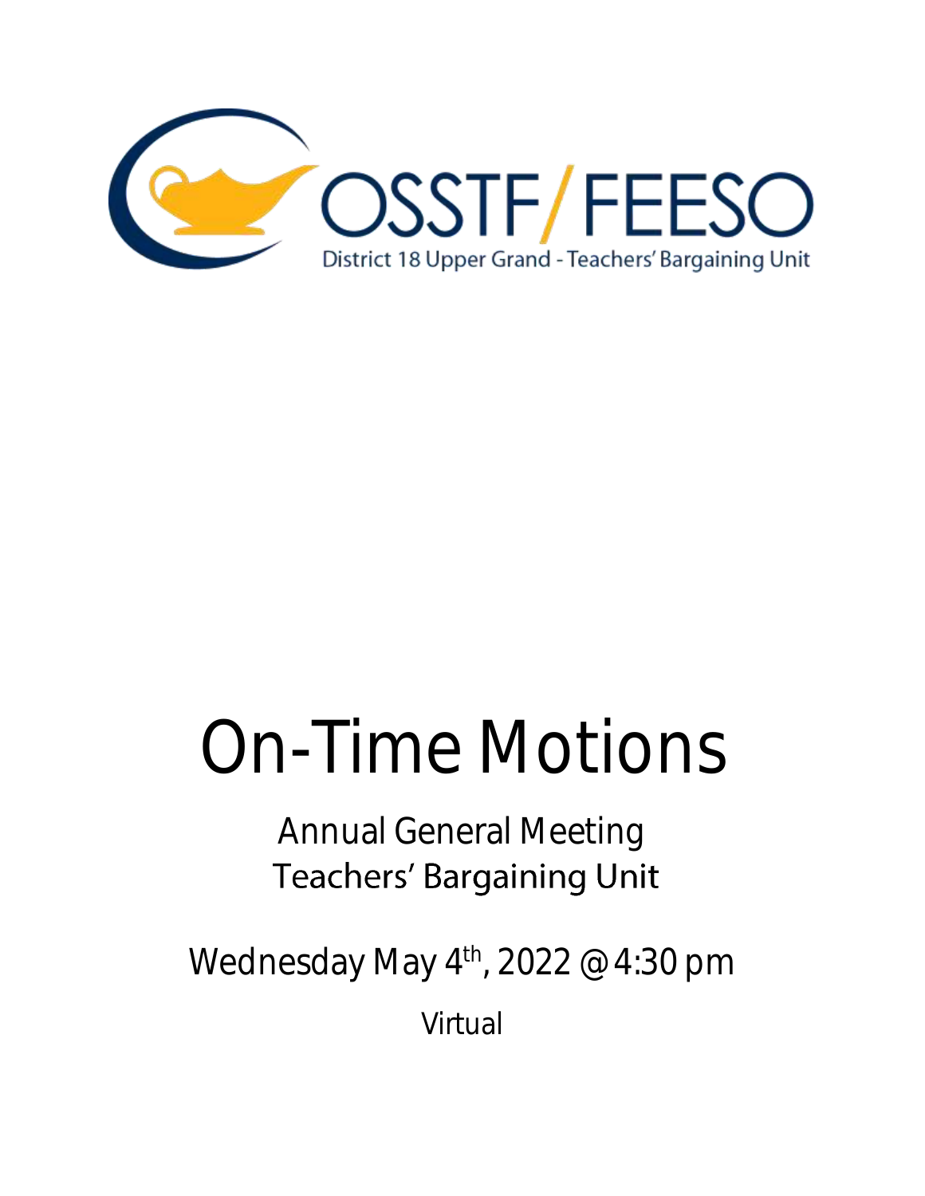OSSTF/FEESO

District 18 Upper Grand - Teachers' Bargaining Unit

# On-Time Motions

## Annual General Meeting
## Teachers' Bargaining Unit

### Wednesday May 4th, 2022 @ 4:30 pm

Virtual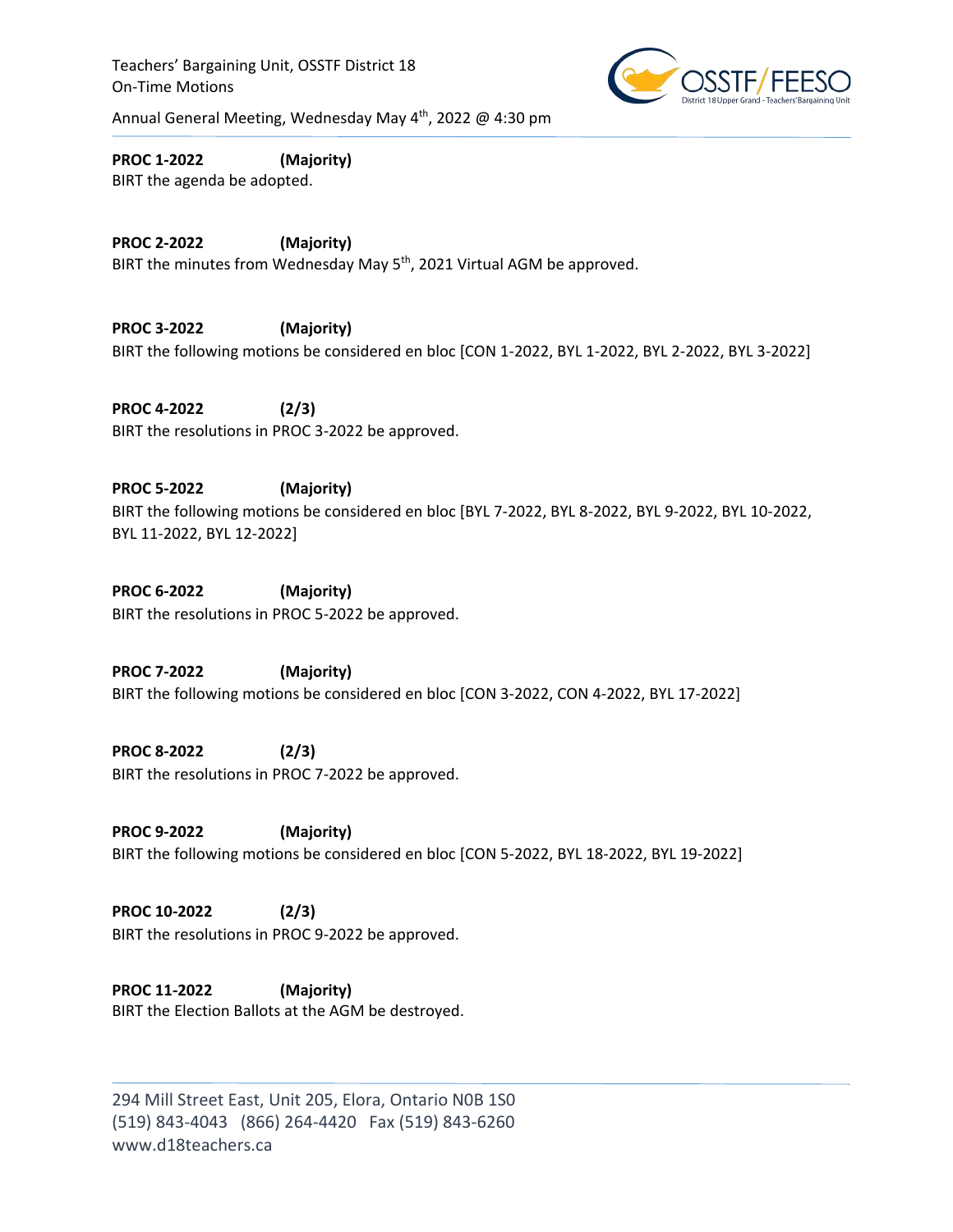Teachers' Bargaining Unit, OSSTF District 18
On-Time Motions

Annual General Meeting, Wednesday May 4th, 2022 @ 4:30 pm

**PROC 1-2022 (Majority)**
BIRT the agenda be adopted.

**PROC 2-2022 (Majority)**
BIRT the minutes from Wednesday May 5th, 2021 Virtual AGM be approved.

**PROC 3-2022 (Majority)**
BIRT the following motions be considered en bloc [CON 1-2022, BYL 1-2022, BYL 2-2022, BYL 3-2022]

**PROC 4-2022 (2/3)**
BIRT the resolutions in PROC 3-2022 be approved.

**PROC 5-2022 (Majority)**
BIRT the following motions be considered en bloc [BYL 7-2022, BYL 8-2022, BYL 9-2022, BYL 10-2022, BYL 11-2022, BYL 12-2022]

**PROC 6-2022 (Majority)**
BIRT the resolutions in PROC 5-2022 be approved.

**PROC 7-2022 (Majority)**
BIRT the following motions be considered en bloc [CON 3-2022, CON 4-2022, BYL 17-2022]

**PROC 8-2022 (2/3)**
BIRT the resolutions in PROC 7-2022 be approved.

**PROC 9-2022 (Majority)**
BIRT the following motions be considered en bloc [CON 5-2022, BYL 18-2022, BYL 19-2022]

**PROC 10-2022 (2/3)**
BIRT the resolutions in PROC 9-2022 be approved.

**PROC 11-2022 (Majority)**
BIRT the Election Ballots at the AGM be destroyed.

294 Mill Street East, Unit 205, Elora, Ontario N0B 1S0
(519) 843-4043 (866) 264-4420 Fax (519) 843-6260
www.d18teachers.ca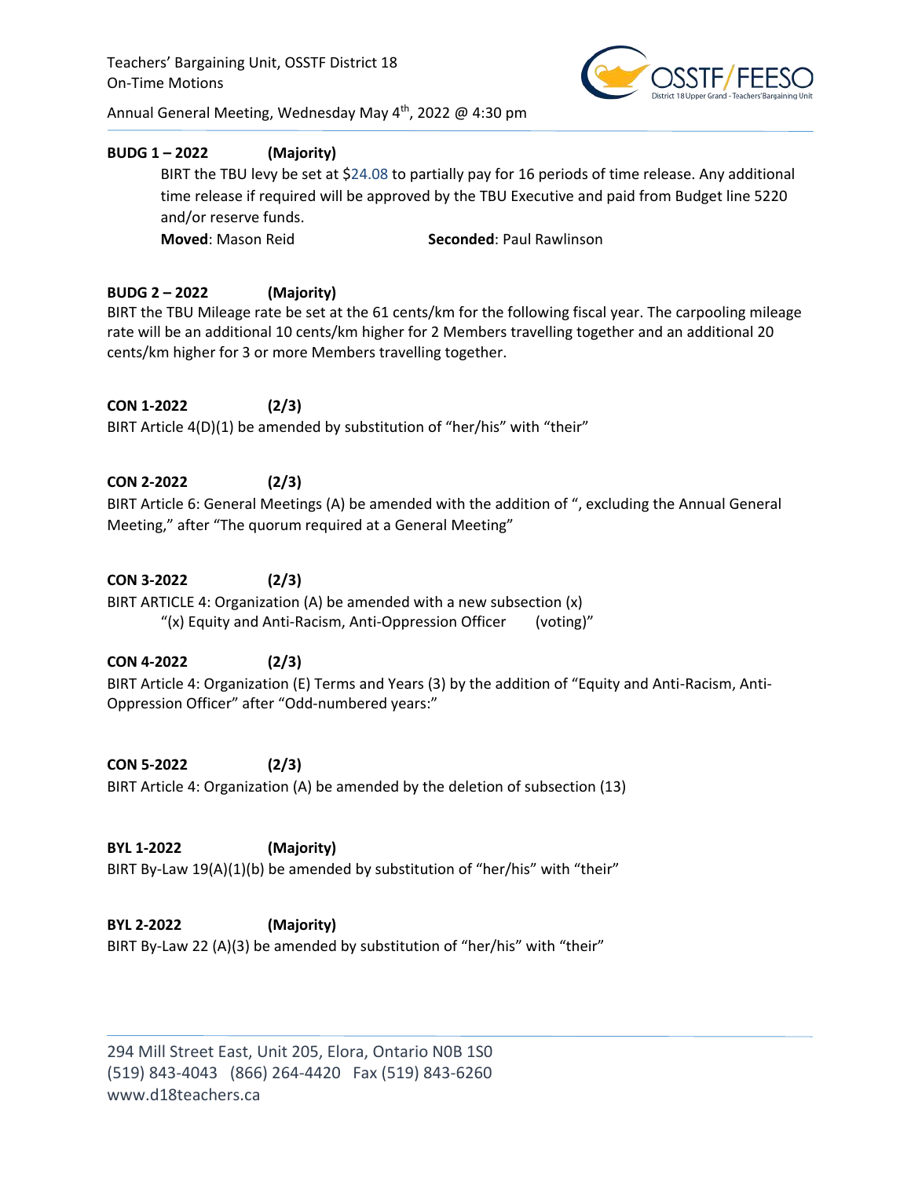Teachers' Bargaining Unit, OSSTF District 18
On-Time Motions

Annual General Meeting, Wednesday May 4th, 2022 @ 4:30 pm

**BUDG 1 – 2022 (Majority)**

BIRT the TBU levy be set at $24.08 to partially pay for 16 periods of time release. Any additional time release if required will be approved by the TBU Executive and paid from Budget line 5220 and/or reserve funds.

**Moved**: Mason Reid **Seconded**: Paul Rawlinson

**BUDG 2 – 2022 (Majority)**

BIRT the TBU Mileage rate be set at the 61 cents/km for the following fiscal year. The carpooling mileage rate will be an additional 10 cents/km higher for 2 Members travelling together and an additional 20 cents/km higher for 3 or more Members travelling together.

**CON 1-2022 (2/3)**

BIRT Article 4(D)(1) be amended by substitution of "her/his" with "their"

**CON 2-2022 (2/3)**

BIRT Article 6: General Meetings (A) be amended with the addition of ", excluding the Annual General Meeting," after "The quorum required at a General Meeting"

**CON 3-2022 (2/3)**

BIRT ARTICLE 4: Organization (A) be amended with a new subsection (x)

"(x) Equity and Anti-Racism, Anti-Oppression Officer (voting)"

**CON 4-2022 (2/3)**

BIRT Article 4: Organization (E) Terms and Years (3) by the addition of "Equity and Anti-Racism, Anti-Oppression Officer" after "Odd-numbered years:"

**CON 5-2022 (2/3)**

BIRT Article 4: Organization (A) be amended by the deletion of subsection (13)

**BYL 1-2022 (Majority)**

BIRT By-Law 19(A)(1)(b) be amended by substitution of "her/his" with "their"

**BYL 2-2022 (Majority)**

BIRT By-Law 22 (A)(3) be amended by substitution of "her/his" with "their"

294 Mill Street East, Unit 205, Elora, Ontario N0B 1S0
(519) 843-4043 (866) 264-4420 Fax (519) 843-6260
www.d18teachers.ca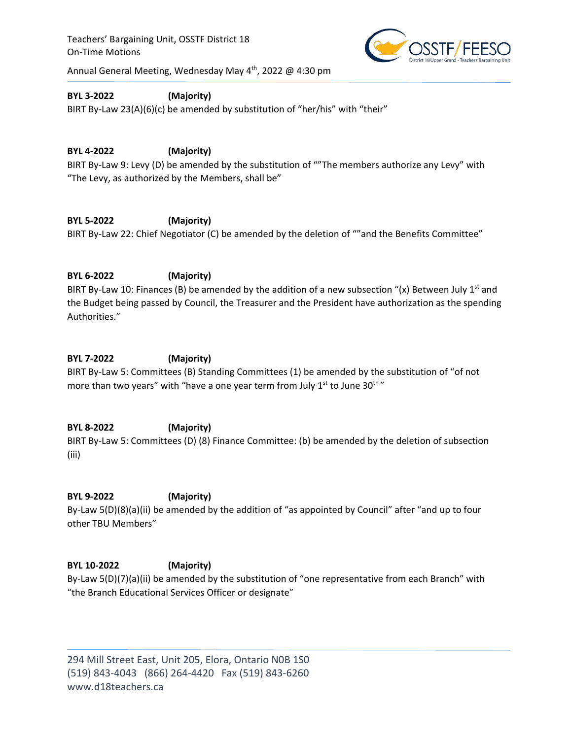BYL 3-2022 **(Majority)**

BIRT By-Law 23(A)(6)(c) be amended by substitution of “her/his” with “their”

**BYL 4-2022** **(Majority)**

BIRT By-Law 9: Levy (D) be amended by the substitution of “”The members authorize any Levy” with “The Levy, as authorized by the Members, shall be”

**BYL 5-2022** **(Majority)**

BIRT By-Law 22: Chief Negotiator (C) be amended by the deletion of “”and the Benefits Committee”

**BYL 6-2022** **(Majority)**

BIRT By-Law 10: Finances (B) be amended by the addition of a new subsection “(x) Between July 1st and the Budget being passed by Council, the Treasurer and the President have authorization as the spending Authorities.”

**BYL 7-2022** **(Majority)**

BIRT By-Law 5: Committees (B) Standing Committees (1) be amended by the substitution of “of not more than two years” with “have a one year term from July 1st to June 30th”

**BYL 8-2022** **(Majority)**

BIRT By-Law 5: Committees (D) (8) Finance Committee: (b) be amended by the deletion of subsection (iii)

**BYL 9-2022** **(Majority)**

By-Law 5(D)(8)(a)(ii) be amended by the addition of “as appointed by Council” after “and up to four other TBU Members”

**BYL 10-2022** **(Majority)**

By-Law 5(D)(7)(a)(ii) be amended by the substitution of “one representative from each Branch” with “the Branch Educational Services Officer or designate”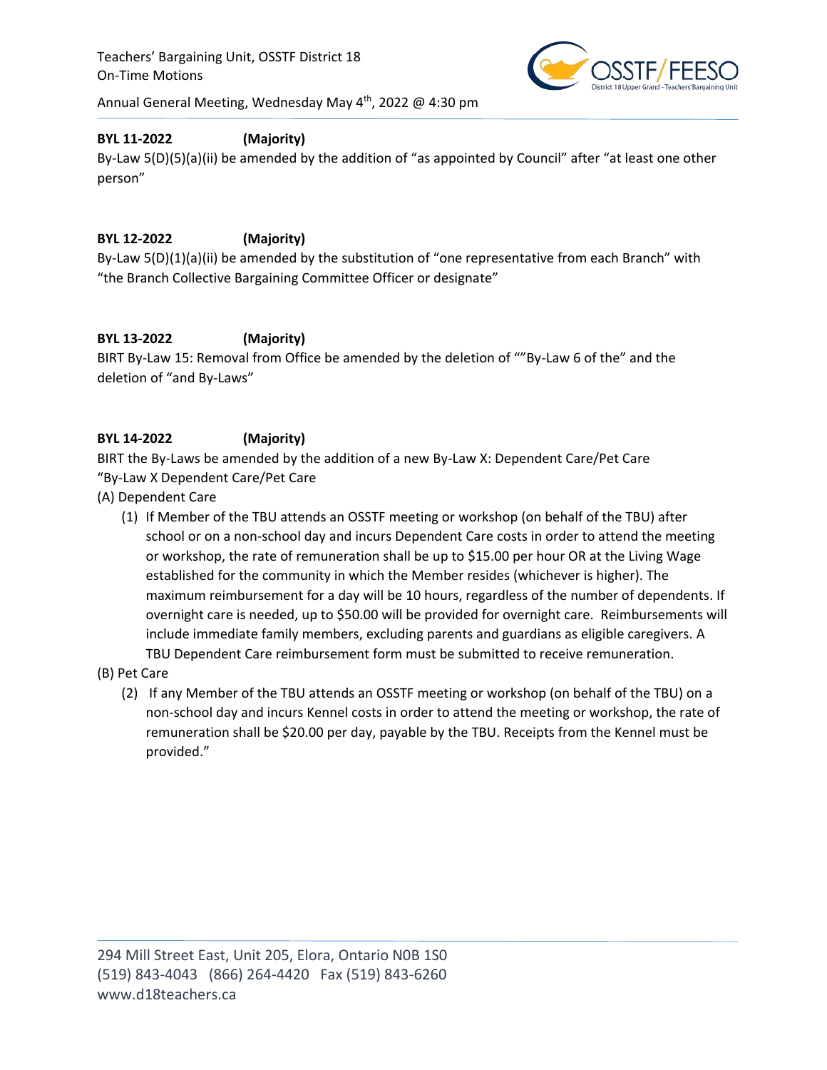**BYL 11-2022 (Majority)**

By-Law 5(D)(5)(a)(ii) be amended by the addition of "as appointed by Council" after "at least one other person"

**BYL 12-2022 (Majority)**

By-Law 5(D)(1)(a)(ii) be amended by the substitution of "one representative from each Branch" with "the Branch Collective Bargaining Committee Officer or designate"

**BYL 13-2022 (Majority)**

BIRT By-Law 15: Removal from Office be amended by the deletion of ""By-Law 6 of the" and the deletion of "and By-Laws"

**BYL 14-2022 (Majority)**

BIRT the By-Laws be amended by the addition of a new By-Law X: Dependent Care/Pet Care

"By-Law X Dependent Care/Pet Care

(A) Dependent Care

(1) If Member of the TBU attends an OSSTF meeting or workshop (on behalf of the TBU) after school or on a non-school day and incurs Dependent Care costs in order to attend the meeting or workshop, the rate of remuneration shall be up to $15.00 per hour OR at the Living Wage established for the community in which the Member resides (whichever is higher). The maximum reimbursement for a day will be 10 hours, regardless of the number of dependents. If overnight care is needed, up to $50.00 will be provided for overnight care. Reimbursements will include immediate family members, excluding parents and guardians as eligible caregivers. A TBU Dependent Care reimbursement form must be submitted to receive remuneration.

(B) Pet Care

(2) If any Member of the TBU attends an OSSTF meeting or workshop (on behalf of the TBU) on a non-school day and incurs Kennel costs in order to attend the meeting or workshop, the rate of remuneration shall be $20.00 per day, payable by the TBU. Receipts from the Kennel must be provided."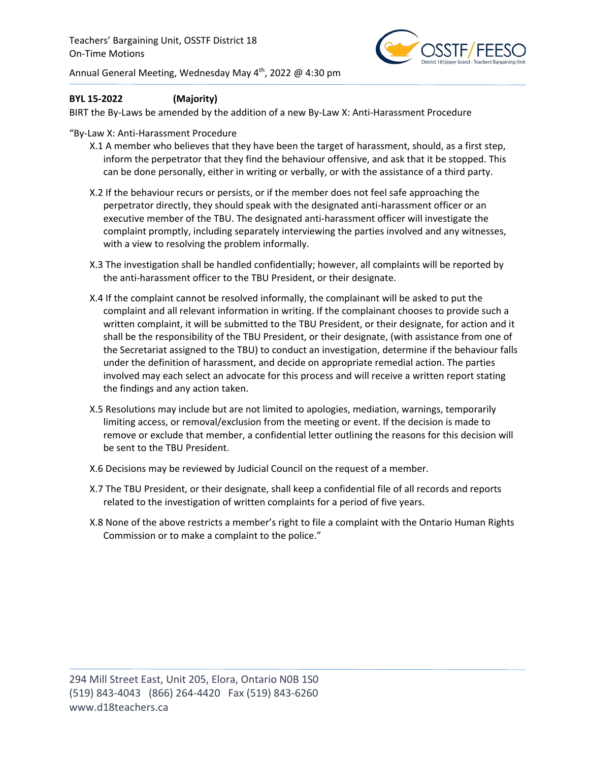**BYL 15-2022 (Majority)**

BIRT the By-Laws be amended by the addition of a new By-Law X: Anti-Harassment Procedure

"By-Law X: Anti-Harassment Procedure

X.1 A member who believes that they have been the target of harassment, should, as a first step, inform the perpetrator that they find the behaviour offensive, and ask that it be stopped. This can be done personally, either in writing or verbally, or with the assistance of a third party.

X.2 If the behaviour recurs or persists, or if the member does not feel safe approaching the perpetrator directly, they should speak with the designated anti-harassment officer or an executive member of the TBU. The designated anti-harassment officer will investigate the complaint promptly, including separately interviewing the parties involved and any witnesses, with a view to resolving the problem informally.

X.3 The investigation shall be handled confidentially; however, all complaints will be reported by the anti-harassment officer to the TBU President, or their designate.

X.4 If the complaint cannot be resolved informally, the complainant will be asked to put the complaint and all relevant information in writing. If the complainant chooses to provide such a written complaint, it will be submitted to the TBU President, or their designate, for action and it shall be the responsibility of the TBU President, or their designate, (with assistance from one of the Secretariat assigned to the TBU) to conduct an investigation, determine if the behaviour falls under the definition of harassment, and decide on appropriate remedial action. The parties involved may each select an advocate for this process and will receive a written report stating the findings and any action taken.

X.5 Resolutions may include but are not limited to apologies, mediation, warnings, temporarily limiting access, or removal/exclusion from the meeting or event. If the decision is made to remove or exclude that member, a confidential letter outlining the reasons for this decision will be sent to the TBU President.

X.6 Decisions may be reviewed by Judicial Council on the request of a member.

X.7 The TBU President, or their designate, shall keep a confidential file of all records and reports related to the investigation of written complaints for a period of five years.

X.8 None of the above restricts a member's right to file a complaint with the Ontario Human Rights Commission or to make a complaint to the police."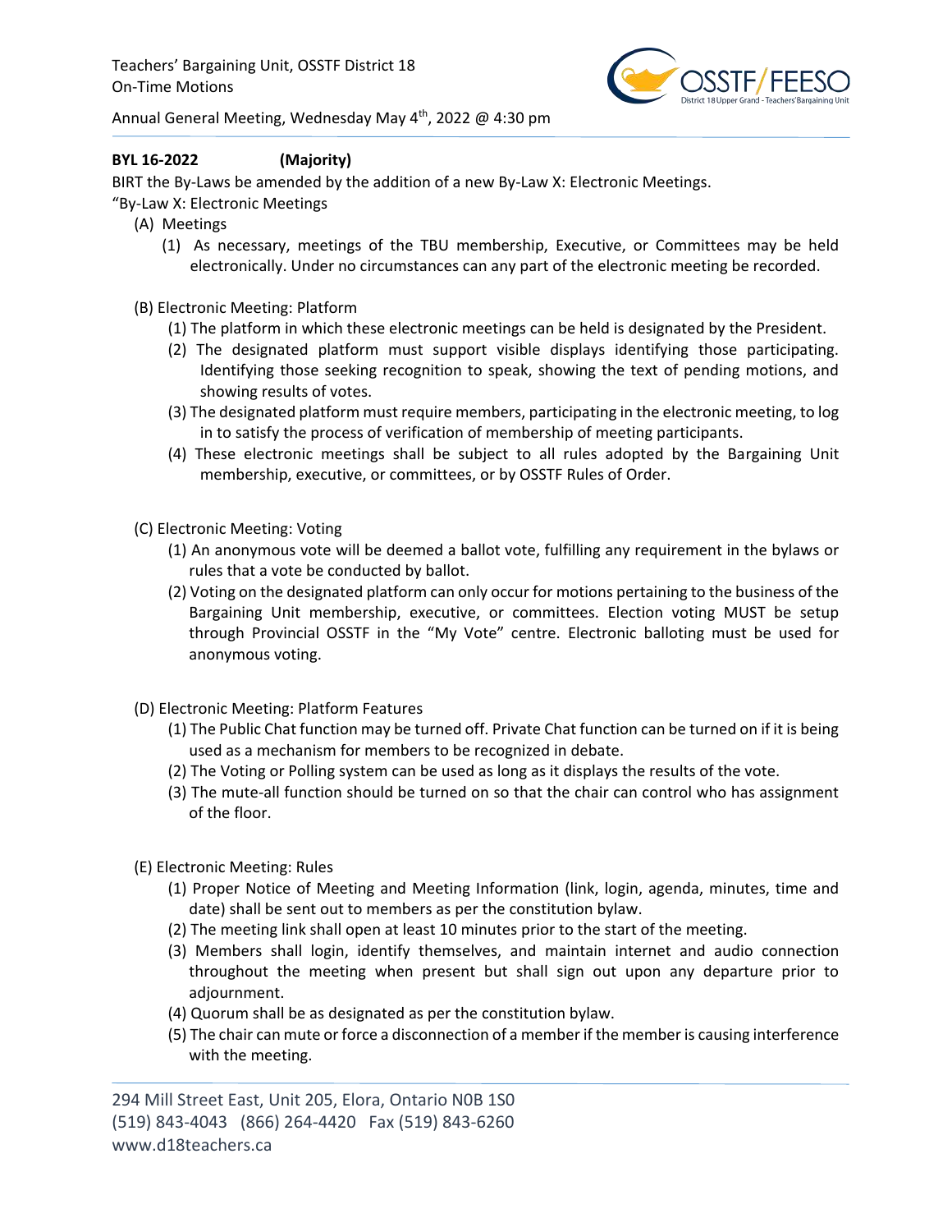**BYL 16-2022 (Majority)**

BIRT the By-Laws be amended by the addition of a new By-Law X: Electronic Meetings.

"By-Law X: Electronic Meetings

(A) Meetings

(1) As necessary, meetings of the TBU membership, Executive, or Committees may be held electronically. Under no circumstances can any part of the electronic meeting be recorded.

(B) Electronic Meeting: Platform

(1) The platform in which these electronic meetings can be held is designated by the President.

(2) The designated platform must support visible displays identifying those participating. Identifying those seeking recognition to speak, showing the text of pending motions, and showing results of votes.

(3) The designated platform must require members, participating in the electronic meeting, to log in to satisfy the process of verification of membership of meeting participants.

(4) These electronic meetings shall be subject to all rules adopted by the Bargaining Unit membership, executive, or committees, or by OSSTF Rules of Order.

(C) Electronic Meeting: Voting

(1) An anonymous vote will be deemed a ballot vote, fulfilling any requirement in the bylaws or rules that a vote be conducted by ballot.

(2) Voting on the designated platform can only occur for motions pertaining to the business of the Bargaining Unit membership, executive, or committees. Election voting MUST be setup through Provincial OSSTF in the "My Vote" centre. Electronic balloting must be used for anonymous voting.

(D) Electronic Meeting: Platform Features

(1) The Public Chat function may be turned off. Private Chat function can be turned on if it is being used as a mechanism for members to be recognized in debate.

(2) The Voting or Polling system can be used as long as it displays the results of the vote.

(3) The mute-all function should be turned on so that the chair can control who has assignment of the floor.

(E) Electronic Meeting: Rules

(1) Proper Notice of Meeting and Meeting Information (link, login, agenda, minutes, time and date) shall be sent out to members as per the constitution bylaw.

(2) The meeting link shall open at least 10 minutes prior to the start of the meeting.

(3) Members shall login, identify themselves, and maintain internet and audio connection throughout the meeting when present but shall sign out upon any departure prior to adjournment.

(4) Quorum shall be as designated as per the constitution bylaw.

(5) The chair can mute or force a disconnection of a member if the member is causing interference with the meeting.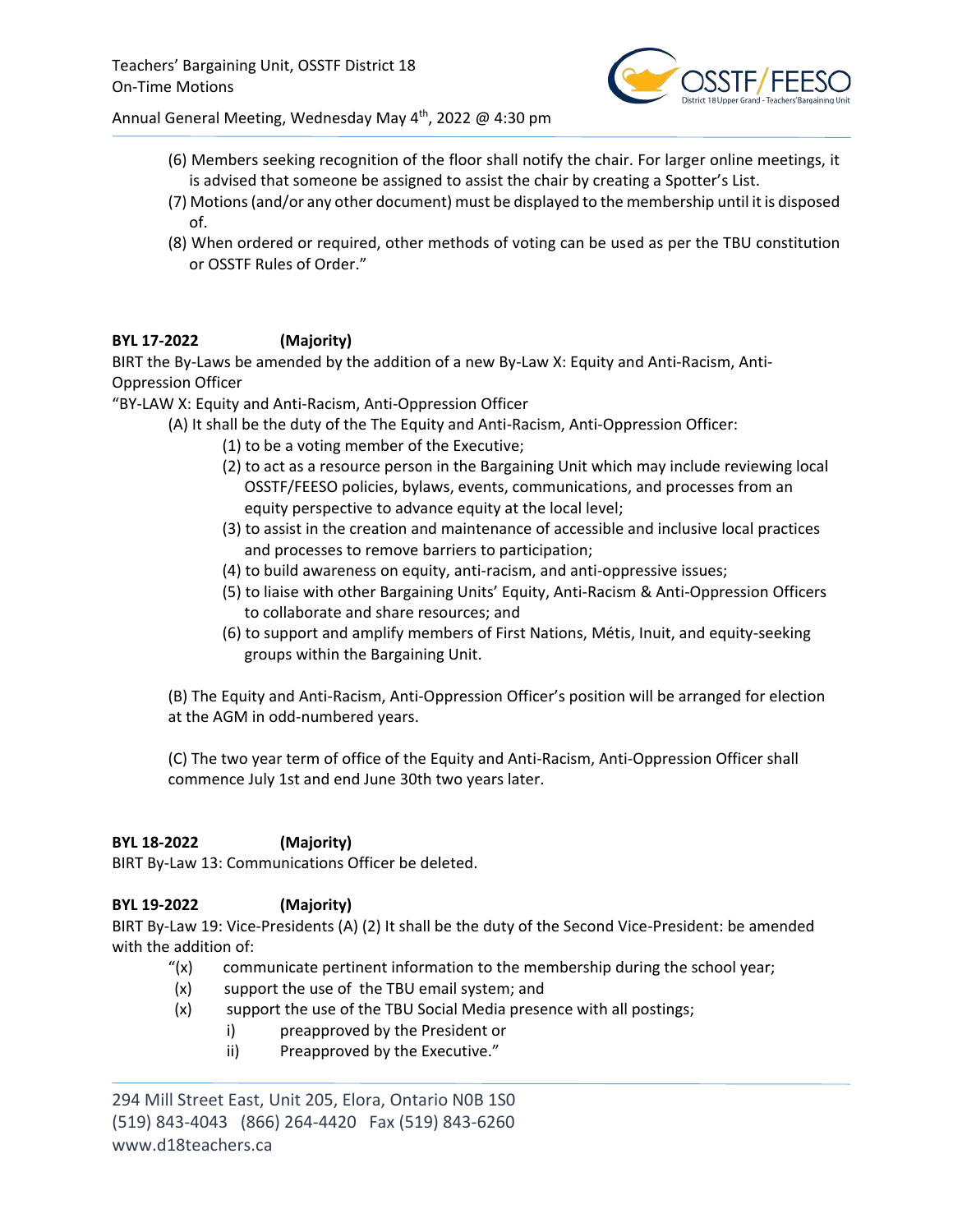(6) Members seeking recognition of the floor shall notify the chair. For larger online meetings, it is advised that someone be assigned to assist the chair by creating a Spotter's List.

(7) Motions (and/or any other document) must be displayed to the membership until it is disposed of.

(8) When ordered or required, other methods of voting can be used as per the TBU constitution or OSSTF Rules of Order."

**BYL 17-2022 (Majority)**

BIRT the By-Laws be amended by the addition of a new By-Law X: Equity and Anti-Racism, Anti-Oppression Officer

"BY-LAW X: Equity and Anti-Racism, Anti-Oppression Officer

(A) It shall be the duty of the The Equity and Anti-Racism, Anti-Oppression Officer:

(1) to be a voting member of the Executive;

(2) to act as a resource person in the Bargaining Unit which may include reviewing local OSSTF/FEESO policies, bylaws, events, communications, and processes from an equity perspective to advance equity at the local level;

(3) to assist in the creation and maintenance of accessible and inclusive local practices and processes to remove barriers to participation;

(4) to build awareness on equity, anti-racism, and anti-oppressive issues;

(5) to liaise with other Bargaining Units' Equity, Anti-Racism & Anti-Oppression Officers to collaborate and share resources; and

(6) to support and amplify members of First Nations, Métis, Inuit, and equity-seeking groups within the Bargaining Unit.

(B) The Equity and Anti-Racism, Anti-Oppression Officer's position will be arranged for election at the AGM in odd-numbered years.

(C) The two year term of office of the Equity and Anti-Racism, Anti-Oppression Officer shall commence July 1st and end June 30th two years later.

**BYL 18-2022 (Majority)**

BIRT By-Law 13: Communications Officer be deleted.

**BYL 19-2022 (Majority)**

BIRT By-Law 19: Vice-Presidents (A) (2) It shall be the duty of the Second Vice-President: be amended with the addition of:

"(x) communicate pertinent information to the membership during the school year;

(x) support the use of the TBU email system; and

(x) support the use of the TBU Social Media presence with all postings;

i) preapproved by the President or

ii) Preapproved by the Executive."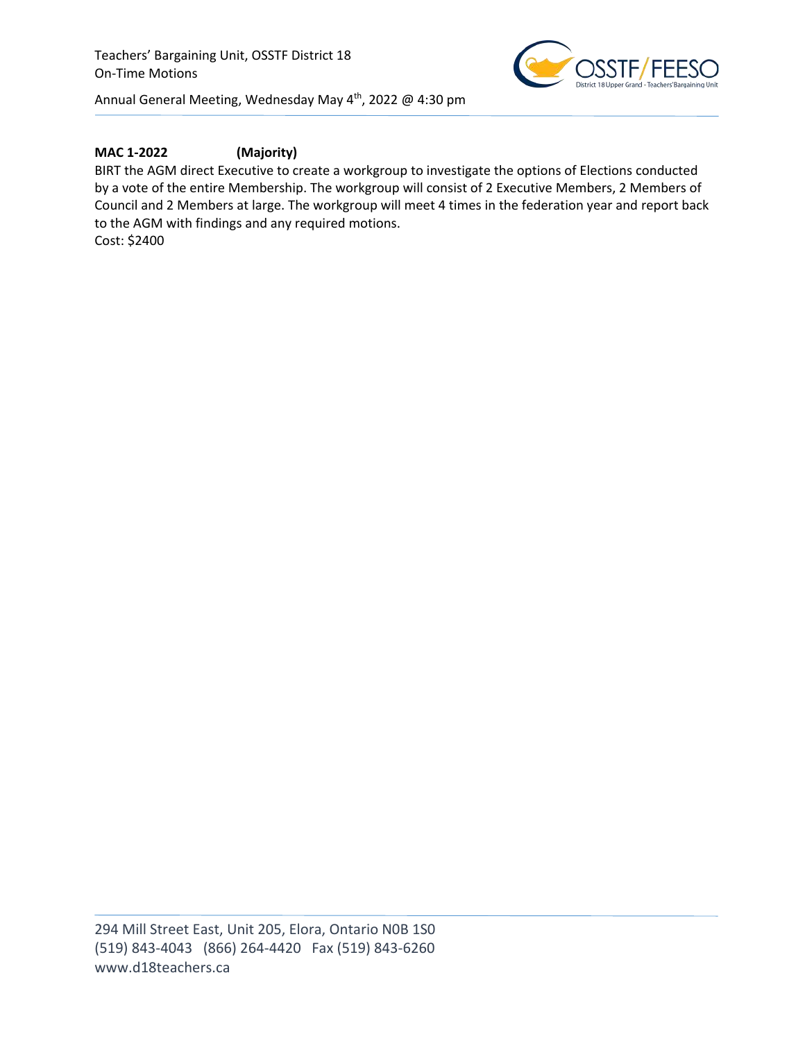**MAC 1-2022 (Majority)**

BIRT the AGM direct Executive to create a workgroup to investigate the options of Elections conducted by a vote of the entire Membership. The workgroup will consist of 2 Executive Members, 2 Members of Council and 2 Members at large. The workgroup will meet 4 times in the federation year and report back to the AGM with findings and any required motions.

Cost: $2400